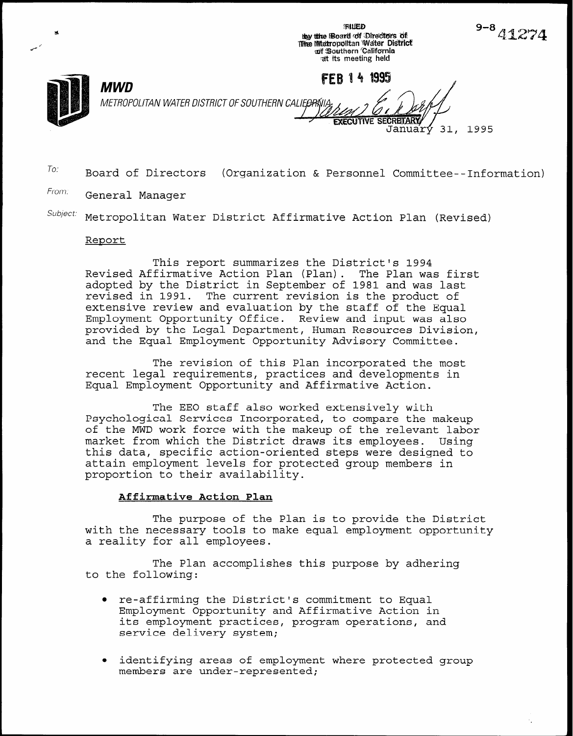FILED
by the Board of Directors of
The Metropolitan Water District
of Southern California
at its meeting held

FEB 14 1995

EXECUTIVE SECRETARY

9-8 41274

**MWD**

METROPOLITAN WATER DISTRICT OF SOUTHERN CALIFORNIA

January 31, 1995

To: Board of Directors (Organization & Personnel Committee--Information)

From: General Manager

Subject: Metropolitan Water District Affirmative Action Plan (Revised)

Report

This report summarizes the District's 1994 Revised Affirmative Action Plan (Plan). The Plan was first adopted by the District in September of 1981 and was last revised in 1991. The current revision is the product of extensive review and evaluation by the staff of the Equal Employment Opportunity Office. Review and input was also provided by the Legal Department, Human Resources Division, and the Equal Employment Opportunity Advisory Committee.

The revision of this Plan incorporated the most recent legal requirements, practices and developments in Equal Employment Opportunity and Affirmative Action.

The EEO staff also worked extensively with Psychological Services Incorporated, to compare the makeup of the MWD work force with the makeup of the relevant labor market from which the District draws its employees. Using this data, specific action-oriented steps were designed to attain employment levels for protected group members in proportion to their availability.

**Affirmative Action Plan**

The purpose of the Plan is to provide the District with the necessary tools to make equal employment opportunity a reality for all employees.

The Plan accomplishes this purpose by adhering to the following:

- re-affirming the District's commitment to Equal Employment Opportunity and Affirmative Action in its employment practices, program operations, and service delivery system;
- identifying areas of employment where protected group members are under-represented;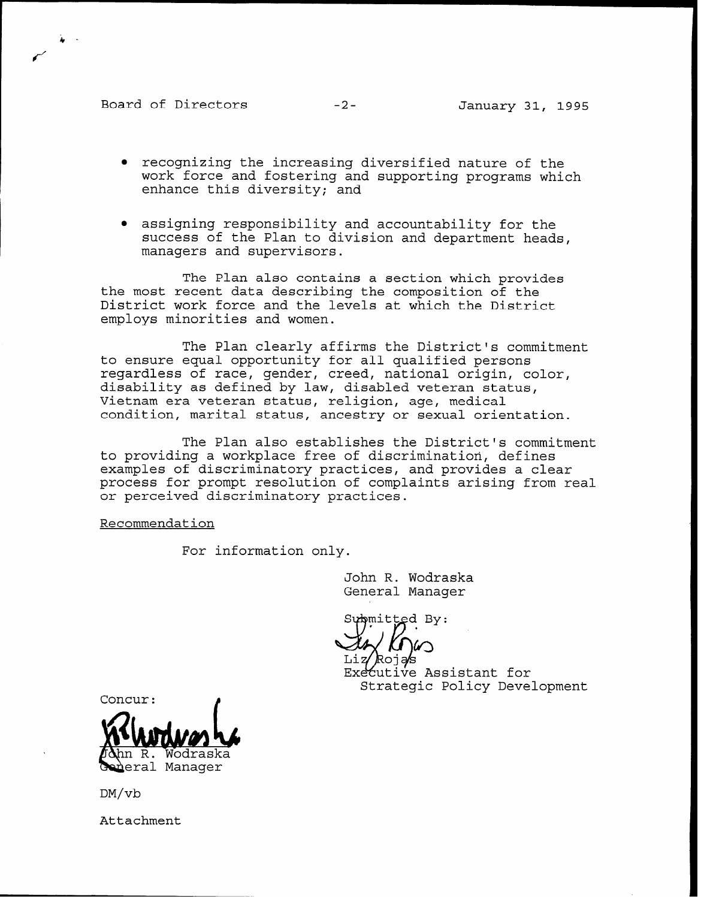- recognizing the increasing diversified nature of the work force and fostering and supporting programs which enhance this diversity; and

- assigning responsibility and accountability for the success of the Plan to division and department heads, managers and supervisors.

The Plan also contains a section which provides the most recent data describing the composition of the District work force and the levels at which the District employs minorities and women.

The Plan clearly affirms the District's commitment to ensure equal opportunity for all qualified persons regardless of race, gender, creed, national origin, color, disability as defined by law, disabled veteran status, Vietnam era veteran status, religion, age, medical condition, marital status, ancestry or sexual orientation.

The Plan also establishes the District's commitment to providing a workplace free of discrimination, defines examples of discriminatory practices, and provides a clear process for prompt resolution of complaints arising from real or perceived discriminatory practices.

Recommendation

For information only.

John R. Wodraska
General Manager

Submitted By:

Liz Rojas
Executive Assistant for
Strategic Policy Development

Concur:

John R. Wodraska
General Manager

DM/vb

Attachment